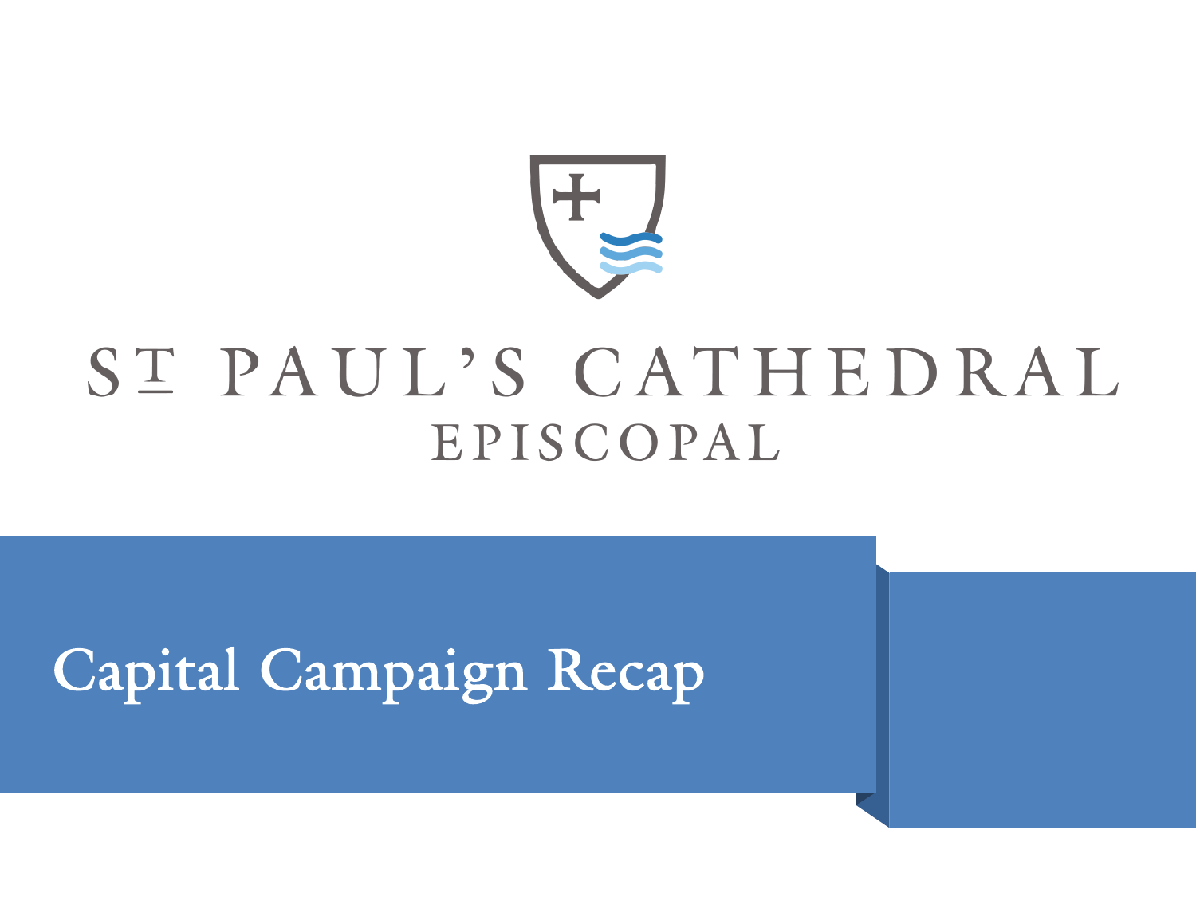ST PAUL'S CATHEDRAL

EPISCOPAL

# Capital Campaign Recap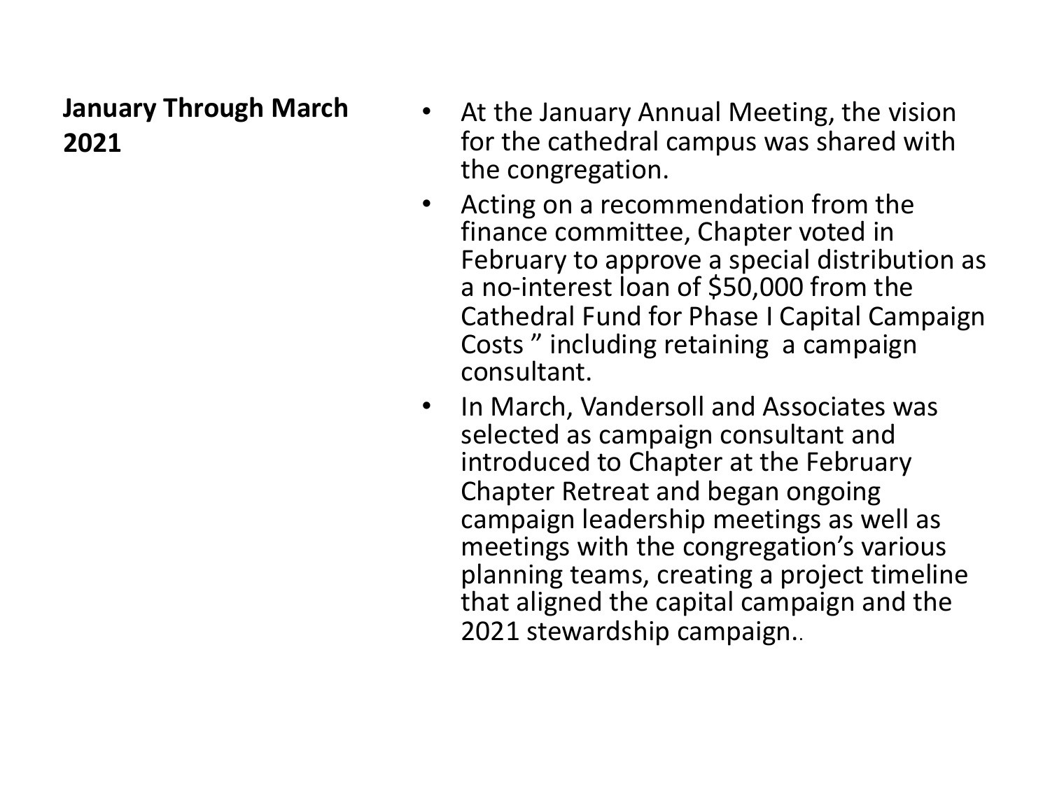**January Through March 2021**

- At the January Annual Meeting, the vision for the cathedral campus was shared with the congregation.
- Acting on a recommendation from the finance committee, Chapter voted in February to approve a special distribution as a no-interest loan of $50,000 from the Cathedral Fund for Phase I Capital Campaign Costs " including retaining a campaign consultant.
- In March, Vandersoll and Associates was selected as campaign consultant and introduced to Chapter at the February Chapter Retreat and began ongoing campaign leadership meetings as well as meetings with the congregation's various planning teams, creating a project timeline that aligned the capital campaign and the 2021 stewardship campaign..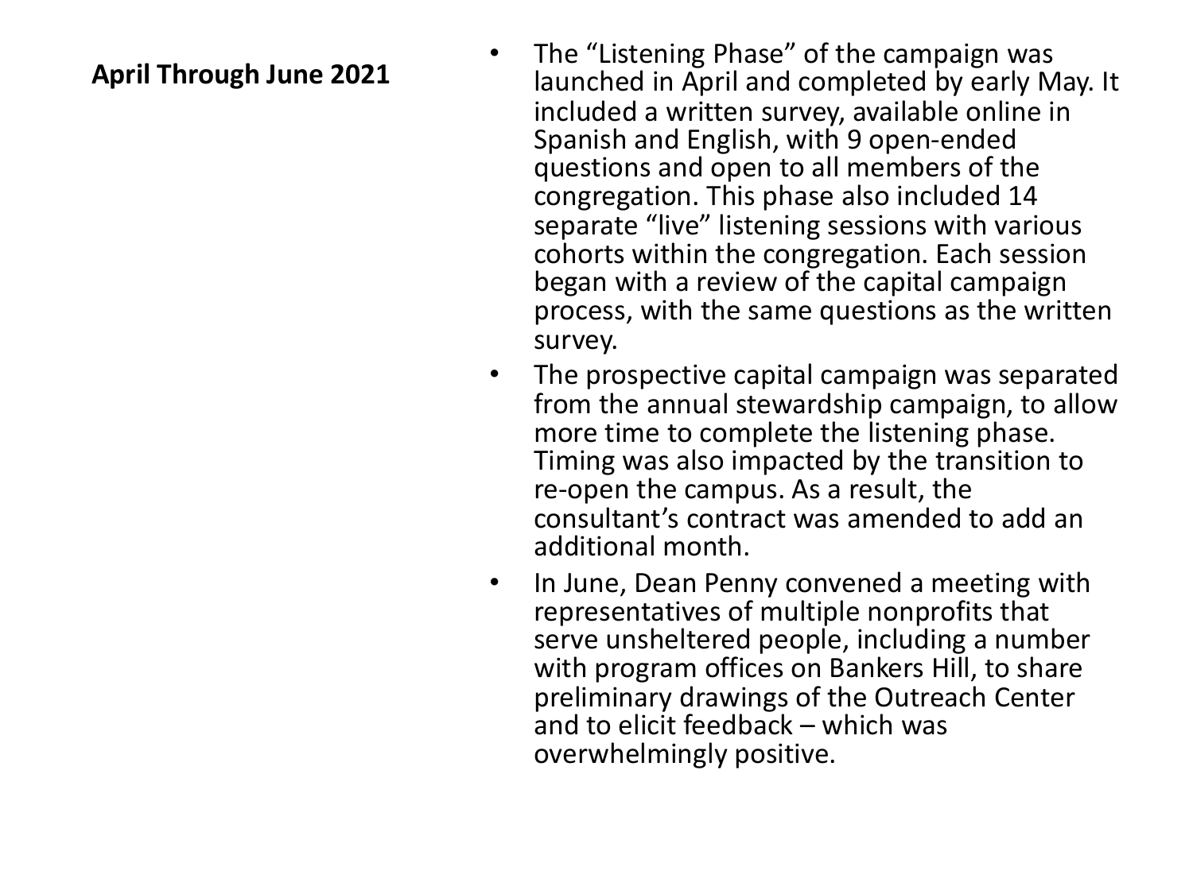**April Through June 2021**

- The "Listening Phase" of the campaign was launched in April and completed by early May. It included a written survey, available online in Spanish and English, with 9 open-ended questions and open to all members of the congregation. This phase also included 14 separate "live" listening sessions with various cohorts within the congregation. Each session began with a review of the capital campaign process, with the same questions as the written survey.
- The prospective capital campaign was separated from the annual stewardship campaign, to allow more time to complete the listening phase. Timing was also impacted by the transition to re-open the campus. As a result, the consultant's contract was amended to add an additional month.
- In June, Dean Penny convened a meeting with representatives of multiple nonprofits that serve unsheltered people, including a number with program offices on Bankers Hill, to share preliminary drawings of the Outreach Center and to elicit feedback – which was overwhelmingly positive.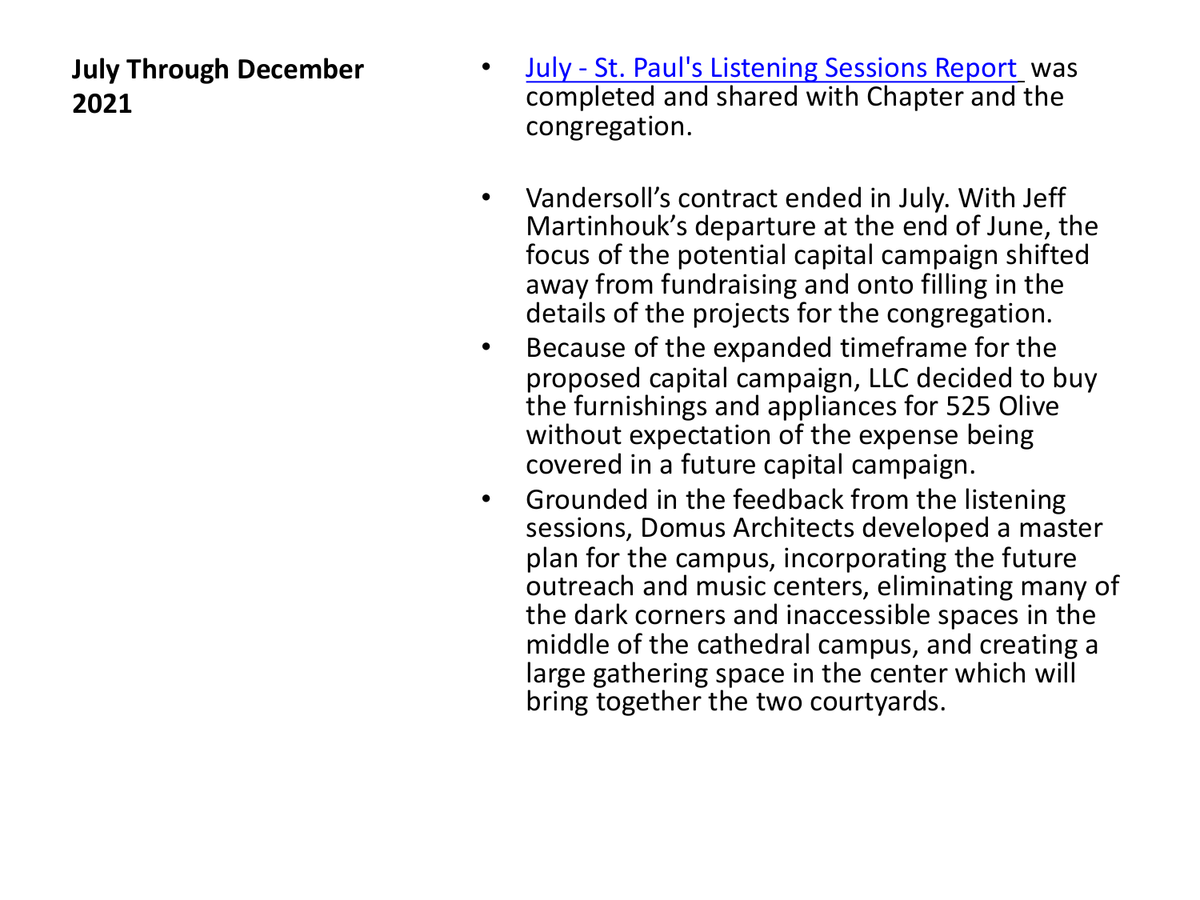**July Through December 2021**

- July - St. Paul's Listening Sessions Report was completed and shared with Chapter and the congregation.

- Vandersoll's contract ended in July. With Jeff Martinhouk's departure at the end of June, the focus of the potential capital campaign shifted away from fundraising and onto filling in the details of the projects for the congregation.
- Because of the expanded timeframe for the proposed capital campaign, LLC decided to buy the furnishings and appliances for 525 Olive without expectation of the expense being covered in a future capital campaign.
- Grounded in the feedback from the listening sessions, Domus Architects developed a master plan for the campus, incorporating the future outreach and music centers, eliminating many of the dark corners and inaccessible spaces in the middle of the cathedral campus, and creating a large gathering space in the center which will bring together the two courtyards.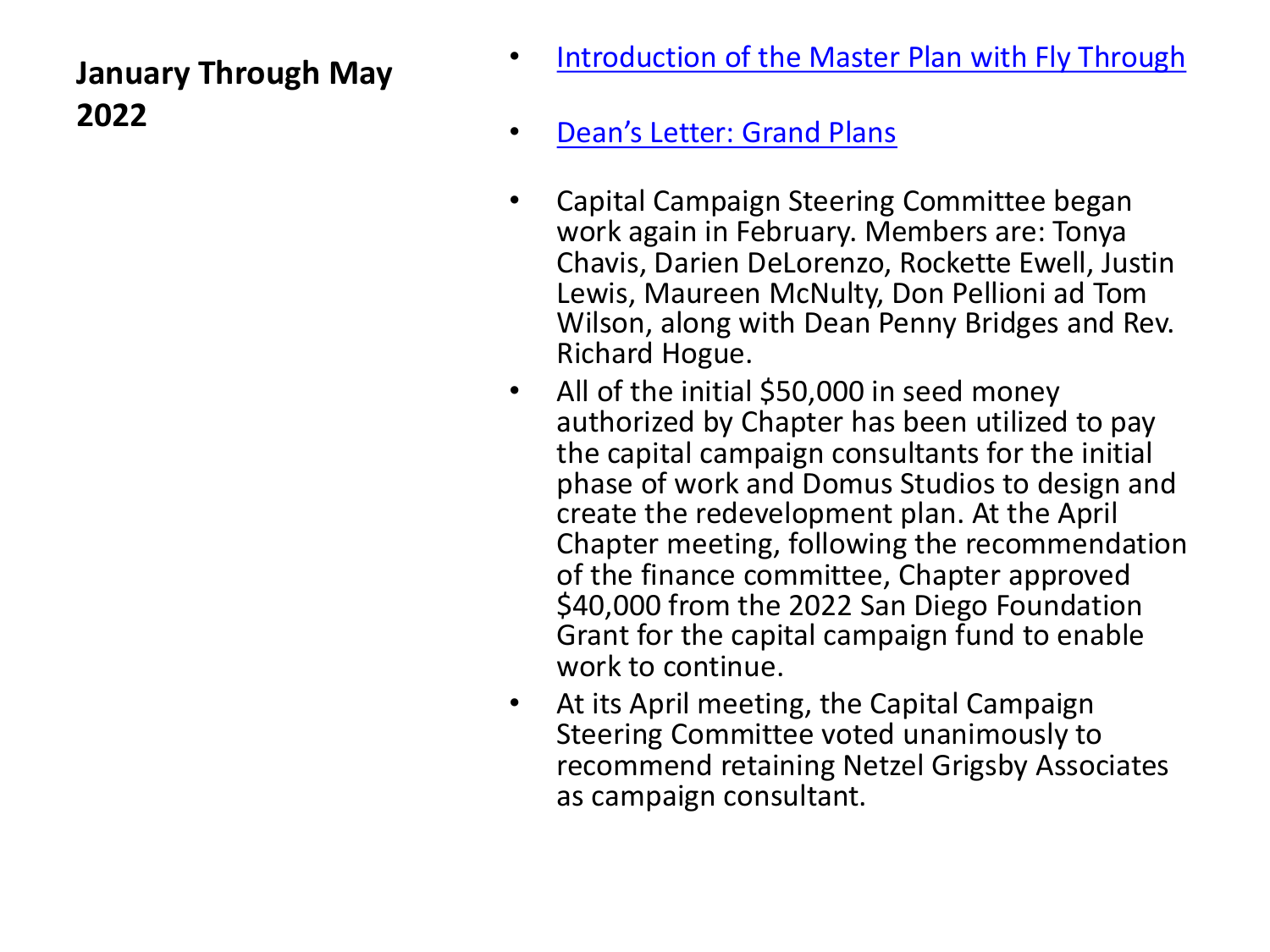**January Through May 2022**

- [Introduction of the Master Plan with Fly Through]
- [Dean's Letter: Grand Plans]
- Capital Campaign Steering Committee began work again in February. Members are: Tonya Chavis, Darien DeLorenzo, Rockette Ewell, Justin Lewis, Maureen McNulty, Don Pellioni ad Tom Wilson, along with Dean Penny Bridges and Rev. Richard Hogue.
- All of the initial $50,000 in seed money authorized by Chapter has been utilized to pay the capital campaign consultants for the initial phase of work and Domus Studios to design and create the redevelopment plan. At the April Chapter meeting, following the recommendation of the finance committee, Chapter approved $40,000 from the 2022 San Diego Foundation Grant for the capital campaign fund to enable work to continue.
- At its April meeting, the Capital Campaign Steering Committee voted unanimously to recommend retaining Netzel Grigsby Associates as campaign consultant.